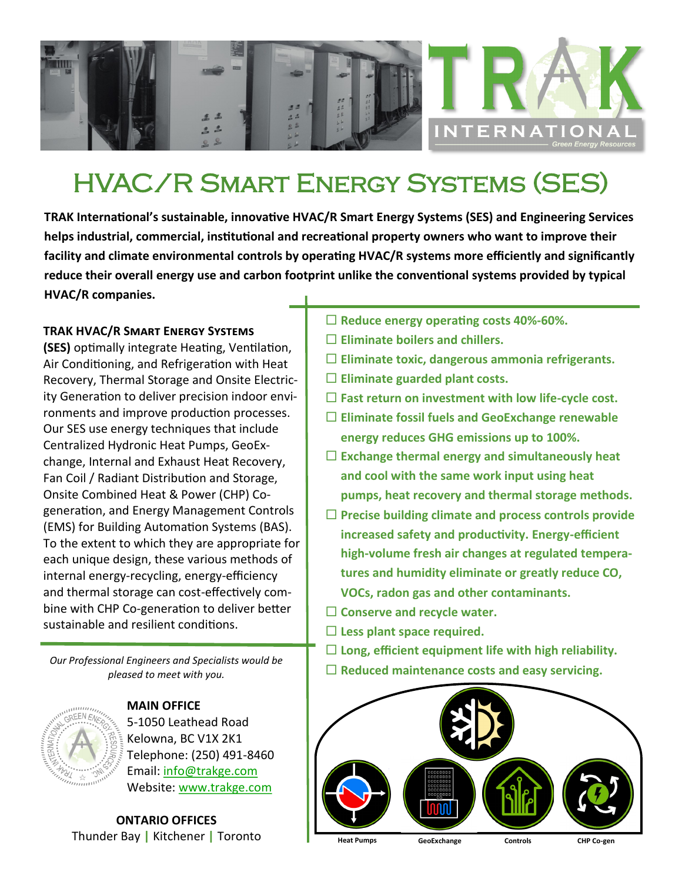# HVAC/R Smart Energy Systems (SES)

**TRAK International's sustainable, innovative HVAC/R Smart Energy Systems (SES) and Engineering Services helps industrial, commercial, institutional and recreational property owners who want to improve their facility and climate environmental controls by operating HVAC/R systems more efficiently and significantly reduce their overall energy use and carbon footprint unlike the conventional systems provided by typical HVAC/R companies.**

**TRAK HVAC/R Smart Energy Systems (SES)** optimally integrate Heating, Ventilation, Air Conditioning, and Refrigeration with Heat Recovery, Thermal Storage and Onsite Electricity Generation to deliver precision indoor environments and improve production processes. Our SES use energy techniques that include Centralized Hydronic Heat Pumps, GeoExchange, Internal and Exhaust Heat Recovery, Fan Coil / Radiant Distribution and Storage, Onsite Combined Heat & Power (CHP) Co-generation, and Energy Management Controls (EMS) for Building Automation Systems (BAS). To the extent to which they are appropriate for each unique design, these various methods of internal energy-recycling, energy-efficiency and thermal storage can cost-effectively combine with CHP Co-generation to deliver better sustainable and resilient conditions.

- ☐ **Reduce energy operating costs 40%-60%.**
- ☐ **Eliminate boilers and chillers.**
- ☐ **Eliminate toxic, dangerous ammonia refrigerants.**
- ☐ **Eliminate guarded plant costs.**
- ☐ **Fast return on investment with low life-cycle cost.**
- ☐ **Eliminate fossil fuels and GeoExchange renewable energy reduces GHG emissions up to 100%.**
- ☐ **Exchange thermal energy and simultaneously heat and cool with the same work input using heat pumps, heat recovery and thermal storage methods.**
- ☐ **Precise building climate and process controls provide increased safety and productivity. Energy-efficient high-volume fresh air changes at regulated temperatures and humidity eliminate or greatly reduce CO, VOCs, radon gas and other contaminants.**
- ☐ **Conserve and recycle water.**
- ☐ **Less plant space required.**
- ☐ **Long, efficient equipment life with high reliability.**
- ☐ **Reduced maintenance costs and easy servicing.**

Heat Pumps | GeoExchange | Controls | CHP Co-gen

*Our Professional Engineers and Specialists would be pleased to meet with you.*

**MAIN OFFICE**
5-1050 Leathead Road
Kelowna, BC V1X 2K1
Telephone: (250) 491-8460
Email: info@trakge.com
Website: www.trakge.com

**ONTARIO OFFICES**
Thunder Bay | Kitchener | Toronto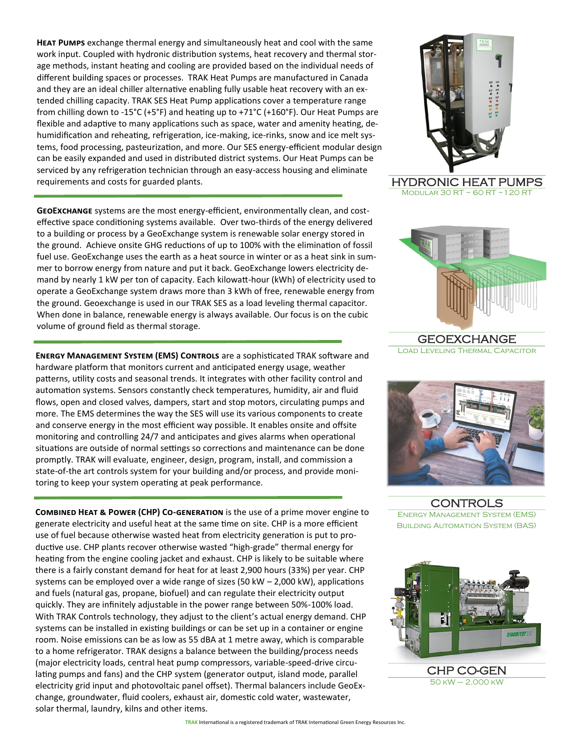**Heat Pumps** exchange thermal energy and simultaneously heat and cool with the same work input. Coupled with hydronic distribution systems, heat recovery and thermal storage methods, instant heating and cooling are provided based on the individual needs of different building spaces or processes. TRAK Heat Pumps are manufactured in Canada and they are an ideal chiller alternative enabling fully usable heat recovery with an extended chilling capacity. TRAK SES Heat Pump applications cover a temperature range from chilling down to -15°C (+5°F) and heating up to +71°C (+160°F). Our Heat Pumps are flexible and adaptive to many applications such as space, water and amenity heating, dehumidification and reheating, refrigeration, ice-making, ice-rinks, snow and ice melt systems, food processing, pasteurization, and more. Our SES energy-efficient modular design can be easily expanded and used in distributed district systems. Our Heat Pumps can be serviced by any refrigeration technician through an easy-access housing and eliminate requirements and costs for guarded plants.

HYDRONIC HEAT PUMPS
MODULAR 30 RT ~ 60 RT ~ 120 RT

**GeoExchange** systems are the most energy-efficient, environmentally clean, and cost-effective space conditioning systems available. Over two-thirds of the energy delivered to a building or process by a GeoExchange system is renewable solar energy stored in the ground. Achieve onsite GHG reductions of up to 100% with the elimination of fossil fuel use. GeoExchange uses the earth as a heat source in winter or as a heat sink in summer to borrow energy from nature and put it back. GeoExchange lowers electricity demand by nearly 1 kW per ton of capacity. Each kilowatt-hour (kWh) of electricity used to operate a GeoExchange system draws more than 3 kWh of free, renewable energy from the ground. Geoexchange is used in our TRAK SES as a load leveling thermal capacitor. When done in balance, renewable energy is always available. Our focus is on the cubic volume of ground field as thermal storage.

GEOEXCHANGE
LOAD LEVELING THERMAL CAPACITOR

**Energy Management System (EMS) Controls** are a sophisticated TRAK software and hardware platform that monitors current and anticipated energy usage, weather patterns, utility costs and seasonal trends. It integrates with other facility control and automation systems. Sensors constantly check temperatures, humidity, air and fluid flows, open and closed valves, dampers, start and stop motors, circulating pumps and more. The EMS determines the way the SES will use its various components to create and conserve energy in the most efficient way possible. It enables onsite and offsite monitoring and controlling 24/7 and anticipates and gives alarms when operational situations are outside of normal settings so corrections and maintenance can be done promptly. TRAK will evaluate, engineer, design, program, install, and commission a state-of-the art controls system for your building and/or process, and provide monitoring to keep your system operating at peak performance.

CONTROLS
ENERGY MANAGEMENT SYSTEM (EMS)
BUILDING AUTOMATION SYSTEM (BAS)

**Combined Heat & Power (CHP) Co-generation** is the use of a prime mover engine to generate electricity and useful heat at the same time on site. CHP is a more efficient use of fuel because otherwise wasted heat from electricity generation is put to productive use. CHP plants recover otherwise wasted "high-grade" thermal energy for heating from the engine cooling jacket and exhaust. CHP is likely to be suitable where there is a fairly constant demand for heat for at least 2,900 hours (33%) per year. CHP systems can be employed over a wide range of sizes (50 kW – 2,000 kW), applications and fuels (natural gas, propane, biofuel) and can regulate their electricity output quickly. They are infinitely adjustable in the power range between 50%-100% load. With TRAK Controls technology, they adjust to the client's actual energy demand. CHP systems can be installed in existing buildings or can be set up in a container or engine room. Noise emissions can be as low as 55 dBA at 1 metre away, which is comparable to a home refrigerator. TRAK designs a balance between the building/process needs (major electricity loads, central heat pump compressors, variable-speed-drive circulating pumps and fans) and the CHP system (generator output, island mode, parallel electricity grid input and photovoltaic panel offset). Thermal balancers include GeoExchange, groundwater, fluid coolers, exhaust air, domestic cold water, wastewater, solar thermal, laundry, kilns and other items.

CHP CO-GEN
50 kW – 2,000 kW

TRAK International is a registered trademark of TRAK International Green Energy Resources Inc.